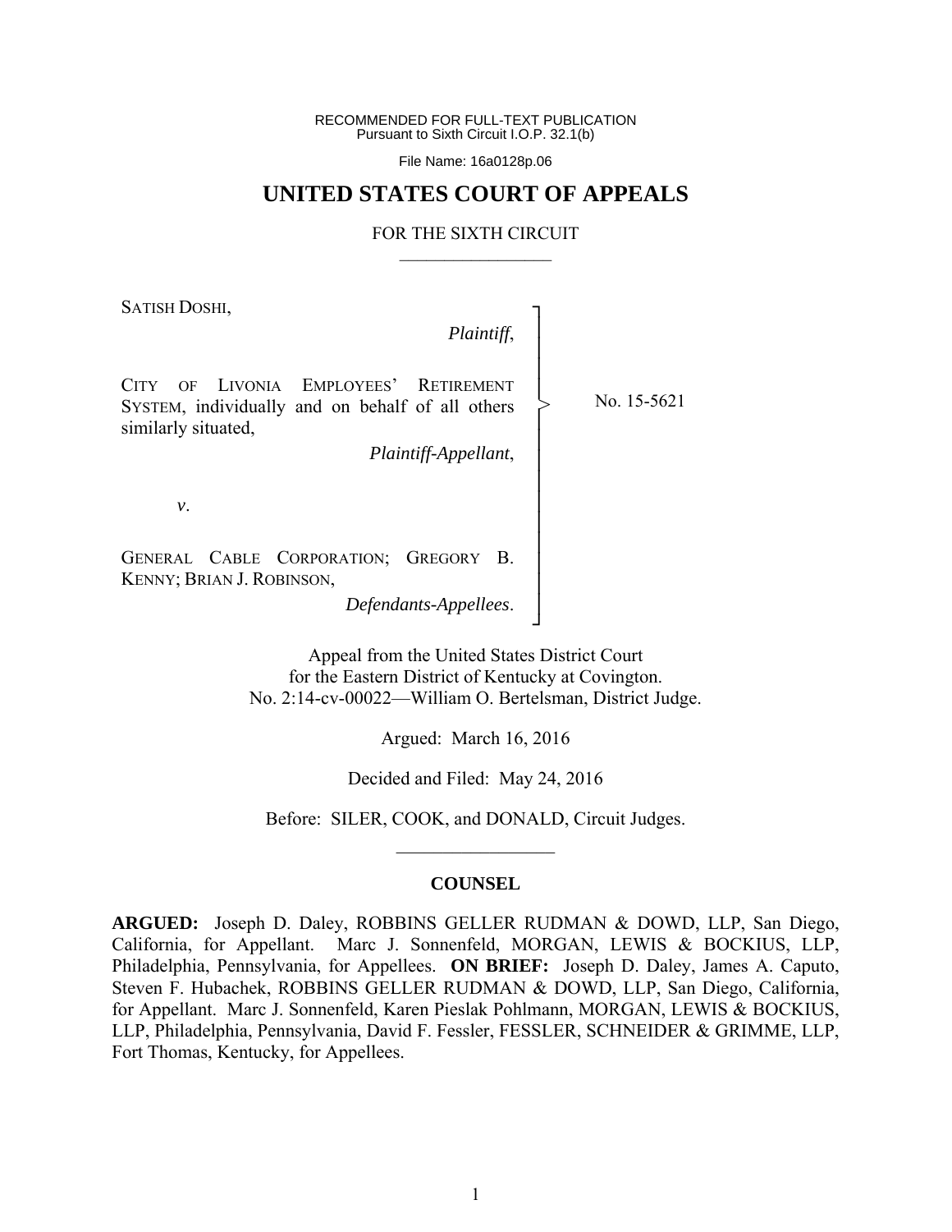RECOMMENDED FOR FULL-TEXT PUBLICATION
Pursuant to Sixth Circuit I.O.P. 32.1(b)

File Name: 16a0128p.06

# UNITED STATES COURT OF APPEALS

## FOR THE SIXTH CIRCUIT

SATISH DOSHI,

*Plaintiff*,

CITY OF LIVONIA EMPLOYEES' RETIREMENT SYSTEM, individually and on behalf of all others similarly situated,

*Plaintiff-Appellant*,

*v*.

GENERAL CABLE CORPORATION; GREGORY B. KENNY; BRIAN J. ROBINSON,

*Defendants-Appellees*.

No. 15-5621

Appeal from the United States District Court
for the Eastern District of Kentucky at Covington.
No. 2:14-cv-00022—William O. Bertelsman, District Judge.

Argued: March 16, 2016

Decided and Filed: May 24, 2016

Before: SILER, COOK, and DONALD, Circuit Judges.

## COUNSEL

**ARGUED:** Joseph D. Daley, ROBBINS GELLER RUDMAN & DOWD, LLP, San Diego, California, for Appellant. Marc J. Sonnenfeld, MORGAN, LEWIS & BOCKIUS, LLP, Philadelphia, Pennsylvania, for Appellees. **ON BRIEF:** Joseph D. Daley, James A. Caputo, Steven F. Hubachek, ROBBINS GELLER RUDMAN & DOWD, LLP, San Diego, California, for Appellant. Marc J. Sonnenfeld, Karen Pieslak Pohlmann, MORGAN, LEWIS & BOCKIUS, LLP, Philadelphia, Pennsylvania, David F. Fessler, FESSLER, SCHNEIDER & GRIMME, LLP, Fort Thomas, Kentucky, for Appellees.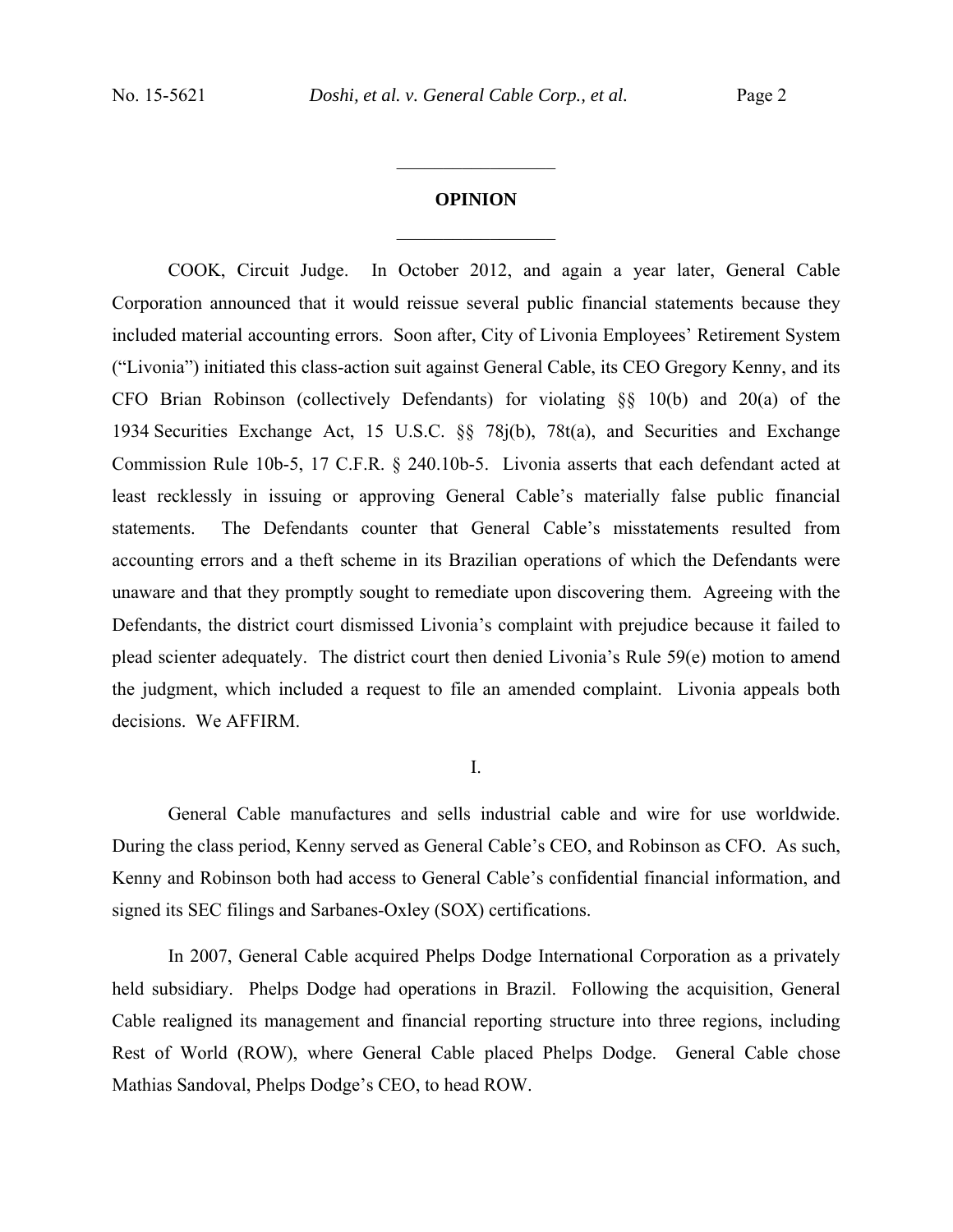## OPINION

COOK, Circuit Judge. In October 2012, and again a year later, General Cable Corporation announced that it would reissue several public financial statements because they included material accounting errors. Soon after, City of Livonia Employees' Retirement System ("Livonia") initiated this class-action suit against General Cable, its CEO Gregory Kenny, and its CFO Brian Robinson (collectively Defendants) for violating §§ 10(b) and 20(a) of the 1934 Securities Exchange Act, 15 U.S.C. §§ 78j(b), 78t(a), and Securities and Exchange Commission Rule 10b-5, 17 C.F.R. § 240.10b-5. Livonia asserts that each defendant acted at least recklessly in issuing or approving General Cable's materially false public financial statements. The Defendants counter that General Cable's misstatements resulted from accounting errors and a theft scheme in its Brazilian operations of which the Defendants were unaware and that they promptly sought to remediate upon discovering them. Agreeing with the Defendants, the district court dismissed Livonia's complaint with prejudice because it failed to plead scienter adequately. The district court then denied Livonia's Rule 59(e) motion to amend the judgment, which included a request to file an amended complaint. Livonia appeals both decisions. We AFFIRM.

### I.

General Cable manufactures and sells industrial cable and wire for use worldwide. During the class period, Kenny served as General Cable's CEO, and Robinson as CFO. As such, Kenny and Robinson both had access to General Cable's confidential financial information, and signed its SEC filings and Sarbanes-Oxley (SOX) certifications.

In 2007, General Cable acquired Phelps Dodge International Corporation as a privately held subsidiary. Phelps Dodge had operations in Brazil. Following the acquisition, General Cable realigned its management and financial reporting structure into three regions, including Rest of World (ROW), where General Cable placed Phelps Dodge. General Cable chose Mathias Sandoval, Phelps Dodge's CEO, to head ROW.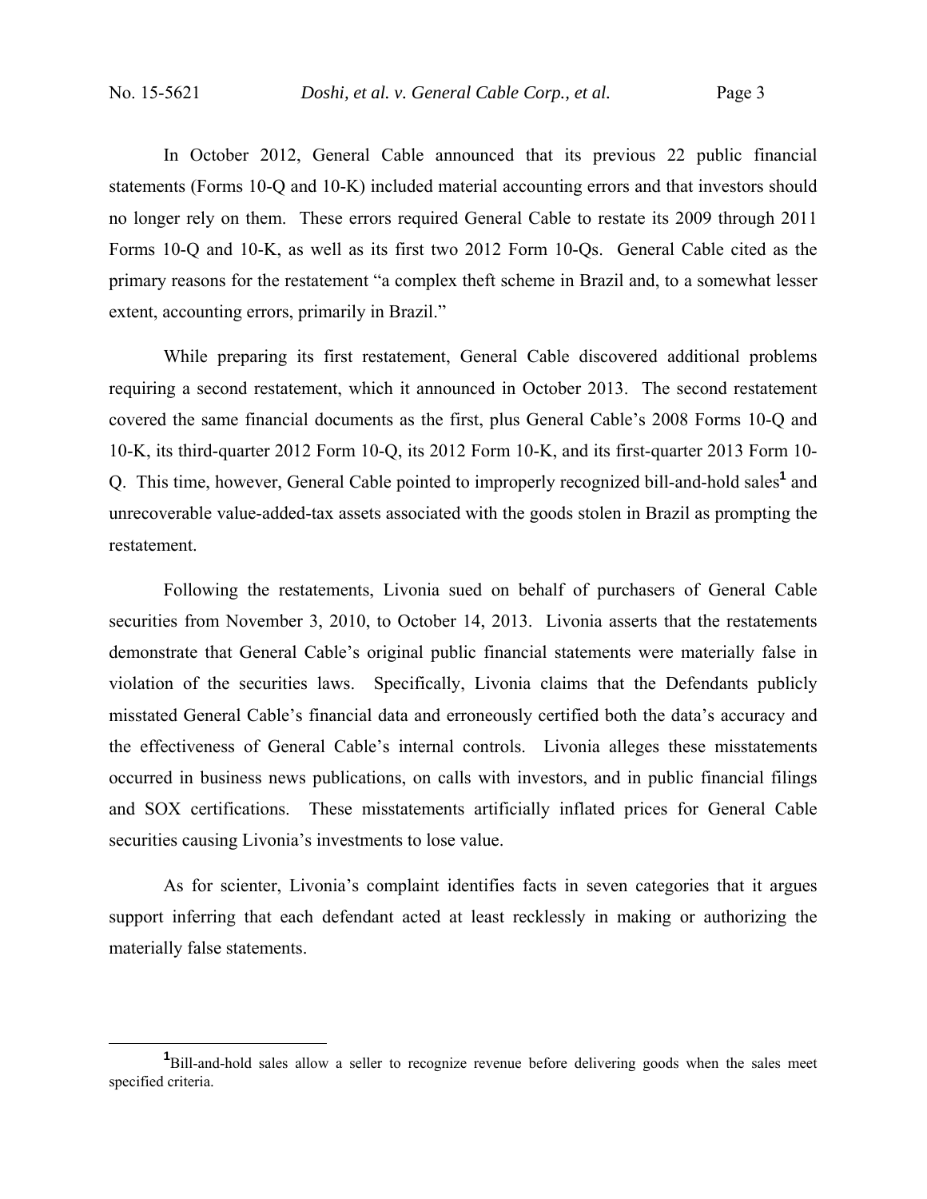In October 2012, General Cable announced that its previous 22 public financial statements (Forms 10-Q and 10-K) included material accounting errors and that investors should no longer rely on them. These errors required General Cable to restate its 2009 through 2011 Forms 10-Q and 10-K, as well as its first two 2012 Form 10-Qs. General Cable cited as the primary reasons for the restatement "a complex theft scheme in Brazil and, to a somewhat lesser extent, accounting errors, primarily in Brazil."

While preparing its first restatement, General Cable discovered additional problems requiring a second restatement, which it announced in October 2013. The second restatement covered the same financial documents as the first, plus General Cable's 2008 Forms 10-Q and 10-K, its third-quarter 2012 Form 10-Q, its 2012 Form 10-K, and its first-quarter 2013 Form 10-Q. This time, however, General Cable pointed to improperly recognized bill-and-hold sales[1] and unrecoverable value-added-tax assets associated with the goods stolen in Brazil as prompting the restatement.

Following the restatements, Livonia sued on behalf of purchasers of General Cable securities from November 3, 2010, to October 14, 2013. Livonia asserts that the restatements demonstrate that General Cable's original public financial statements were materially false in violation of the securities laws. Specifically, Livonia claims that the Defendants publicly misstated General Cable's financial data and erroneously certified both the data's accuracy and the effectiveness of General Cable's internal controls. Livonia alleges these misstatements occurred in business news publications, on calls with investors, and in public financial filings and SOX certifications. These misstatements artificially inflated prices for General Cable securities causing Livonia's investments to lose value.

As for scienter, Livonia's complaint identifies facts in seven categories that it argues support inferring that each defendant acted at least recklessly in making or authorizing the materially false statements.

---

[1] Bill-and-hold sales allow a seller to recognize revenue before delivering goods when the sales meet specified criteria.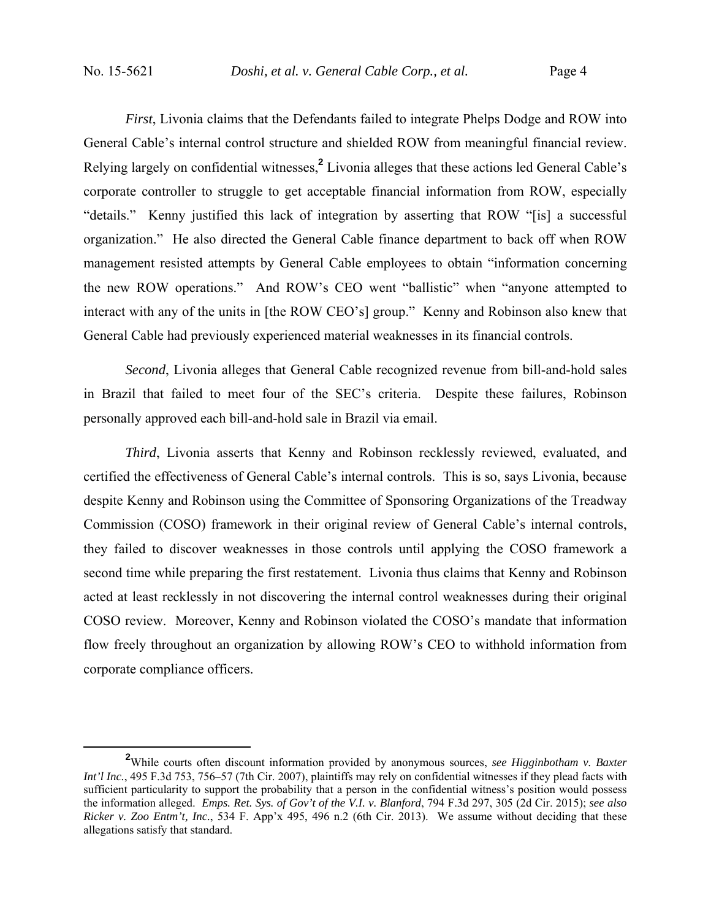*First*, Livonia claims that the Defendants failed to integrate Phelps Dodge and ROW into General Cable's internal control structure and shielded ROW from meaningful financial review. Relying largely on confidential witnesses,[2] Livonia alleges that these actions led General Cable's corporate controller to struggle to get acceptable financial information from ROW, especially "details." Kenny justified this lack of integration by asserting that ROW "[is] a successful organization." He also directed the General Cable finance department to back off when ROW management resisted attempts by General Cable employees to obtain "information concerning the new ROW operations." And ROW's CEO went "ballistic" when "anyone attempted to interact with any of the units in [the ROW CEO's] group." Kenny and Robinson also knew that General Cable had previously experienced material weaknesses in its financial controls.

*Second*, Livonia alleges that General Cable recognized revenue from bill-and-hold sales in Brazil that failed to meet four of the SEC's criteria. Despite these failures, Robinson personally approved each bill-and-hold sale in Brazil via email.

*Third*, Livonia asserts that Kenny and Robinson recklessly reviewed, evaluated, and certified the effectiveness of General Cable's internal controls. This is so, says Livonia, because despite Kenny and Robinson using the Committee of Sponsoring Organizations of the Treadway Commission (COSO) framework in their original review of General Cable's internal controls, they failed to discover weaknesses in those controls until applying the COSO framework a second time while preparing the first restatement. Livonia thus claims that Kenny and Robinson acted at least recklessly in not discovering the internal control weaknesses during their original COSO review. Moreover, Kenny and Robinson violated the COSO's mandate that information flow freely throughout an organization by allowing ROW's CEO to withhold information from corporate compliance officers.

---

[2] While courts often discount information provided by anonymous sources, *see Higginbotham v. Baxter Int'l Inc.*, 495 F.3d 753, 756–57 (7th Cir. 2007), plaintiffs may rely on confidential witnesses if they plead facts with sufficient particularity to support the probability that a person in the confidential witness's position would possess the information alleged. *Emps. Ret. Sys. of Gov't of the V.I. v. Blanford*, 794 F.3d 297, 305 (2d Cir. 2015); *see also Ricker v. Zoo Entm't, Inc.*, 534 F. App'x 495, 496 n.2 (6th Cir. 2013). We assume without deciding that these allegations satisfy that standard.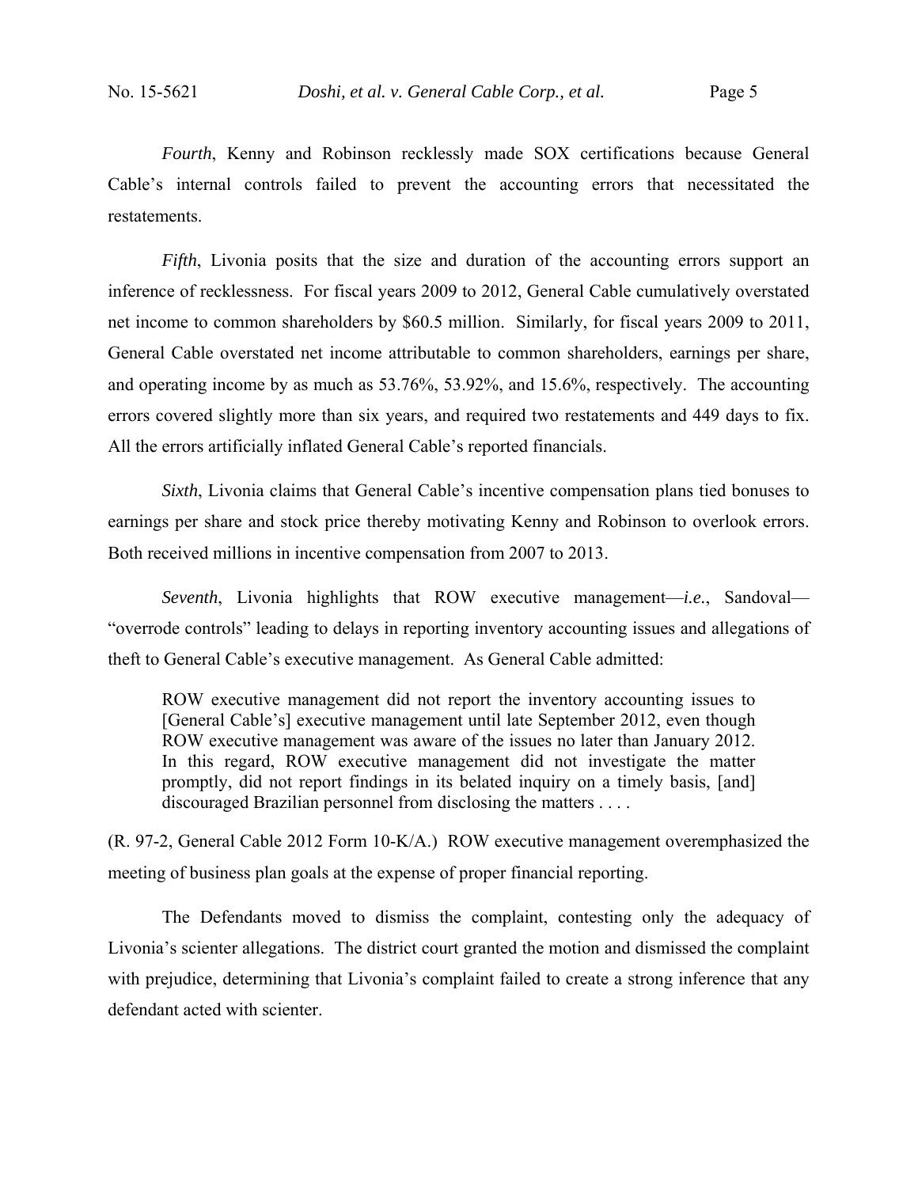*Fourth*, Kenny and Robinson recklessly made SOX certifications because General Cable's internal controls failed to prevent the accounting errors that necessitated the restatements.

*Fifth*, Livonia posits that the size and duration of the accounting errors support an inference of recklessness. For fiscal years 2009 to 2012, General Cable cumulatively overstated net income to common shareholders by $60.5 million. Similarly, for fiscal years 2009 to 2011, General Cable overstated net income attributable to common shareholders, earnings per share, and operating income by as much as 53.76%, 53.92%, and 15.6%, respectively. The accounting errors covered slightly more than six years, and required two restatements and 449 days to fix. All the errors artificially inflated General Cable's reported financials.

*Sixth*, Livonia claims that General Cable's incentive compensation plans tied bonuses to earnings per share and stock price thereby motivating Kenny and Robinson to overlook errors. Both received millions in incentive compensation from 2007 to 2013.

*Seventh*, Livonia highlights that ROW executive management—*i.e.*, Sandoval—"overrode controls" leading to delays in reporting inventory accounting issues and allegations of theft to General Cable's executive management. As General Cable admitted:

> ROW executive management did not report the inventory accounting issues to [General Cable's] executive management until late September 2012, even though ROW executive management was aware of the issues no later than January 2012. In this regard, ROW executive management did not investigate the matter promptly, did not report findings in its belated inquiry on a timely basis, [and] discouraged Brazilian personnel from disclosing the matters . . . .

(R. 97-2, General Cable 2012 Form 10-K/A.) ROW executive management overemphasized the meeting of business plan goals at the expense of proper financial reporting.

The Defendants moved to dismiss the complaint, contesting only the adequacy of Livonia's scienter allegations. The district court granted the motion and dismissed the complaint with prejudice, determining that Livonia's complaint failed to create a strong inference that any defendant acted with scienter.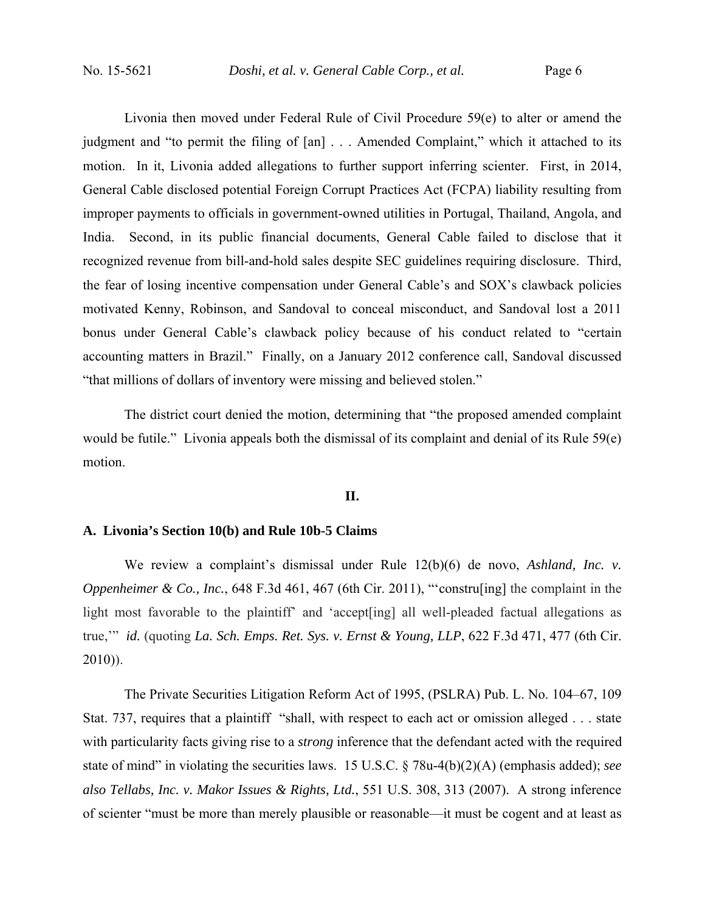Livonia then moved under Federal Rule of Civil Procedure 59(e) to alter or amend the judgment and "to permit the filing of [an] . . . Amended Complaint," which it attached to its motion. In it, Livonia added allegations to further support inferring scienter. First, in 2014, General Cable disclosed potential Foreign Corrupt Practices Act (FCPA) liability resulting from improper payments to officials in government-owned utilities in Portugal, Thailand, Angola, and India. Second, in its public financial documents, General Cable failed to disclose that it recognized revenue from bill-and-hold sales despite SEC guidelines requiring disclosure. Third, the fear of losing incentive compensation under General Cable's and SOX's clawback policies motivated Kenny, Robinson, and Sandoval to conceal misconduct, and Sandoval lost a 2011 bonus under General Cable's clawback policy because of his conduct related to "certain accounting matters in Brazil." Finally, on a January 2012 conference call, Sandoval discussed "that millions of dollars of inventory were missing and believed stolen."

The district court denied the motion, determining that "the proposed amended complaint would be futile." Livonia appeals both the dismissal of its complaint and denial of its Rule 59(e) motion.

## II.

### A. Livonia's Section 10(b) and Rule 10b-5 Claims

We review a complaint's dismissal under Rule 12(b)(6) de novo, *Ashland, Inc. v. Oppenheimer & Co., Inc.*, 648 F.3d 461, 467 (6th Cir. 2011), "'constru[ing] the complaint in the light most favorable to the plaintiff' and 'accept[ing] all well-pleaded factual allegations as true,'" *id.* (quoting *La. Sch. Emps. Ret. Sys. v. Ernst & Young, LLP*, 622 F.3d 471, 477 (6th Cir. 2010)).

The Private Securities Litigation Reform Act of 1995, (PSLRA) Pub. L. No. 104–67, 109 Stat. 737, requires that a plaintiff "shall, with respect to each act or omission alleged . . . state with particularity facts giving rise to a *strong* inference that the defendant acted with the required state of mind" in violating the securities laws. 15 U.S.C. § 78u-4(b)(2)(A) (emphasis added); *see also Tellabs, Inc. v. Makor Issues & Rights, Ltd.*, 551 U.S. 308, 313 (2007). A strong inference of scienter "must be more than merely plausible or reasonable—it must be cogent and at least as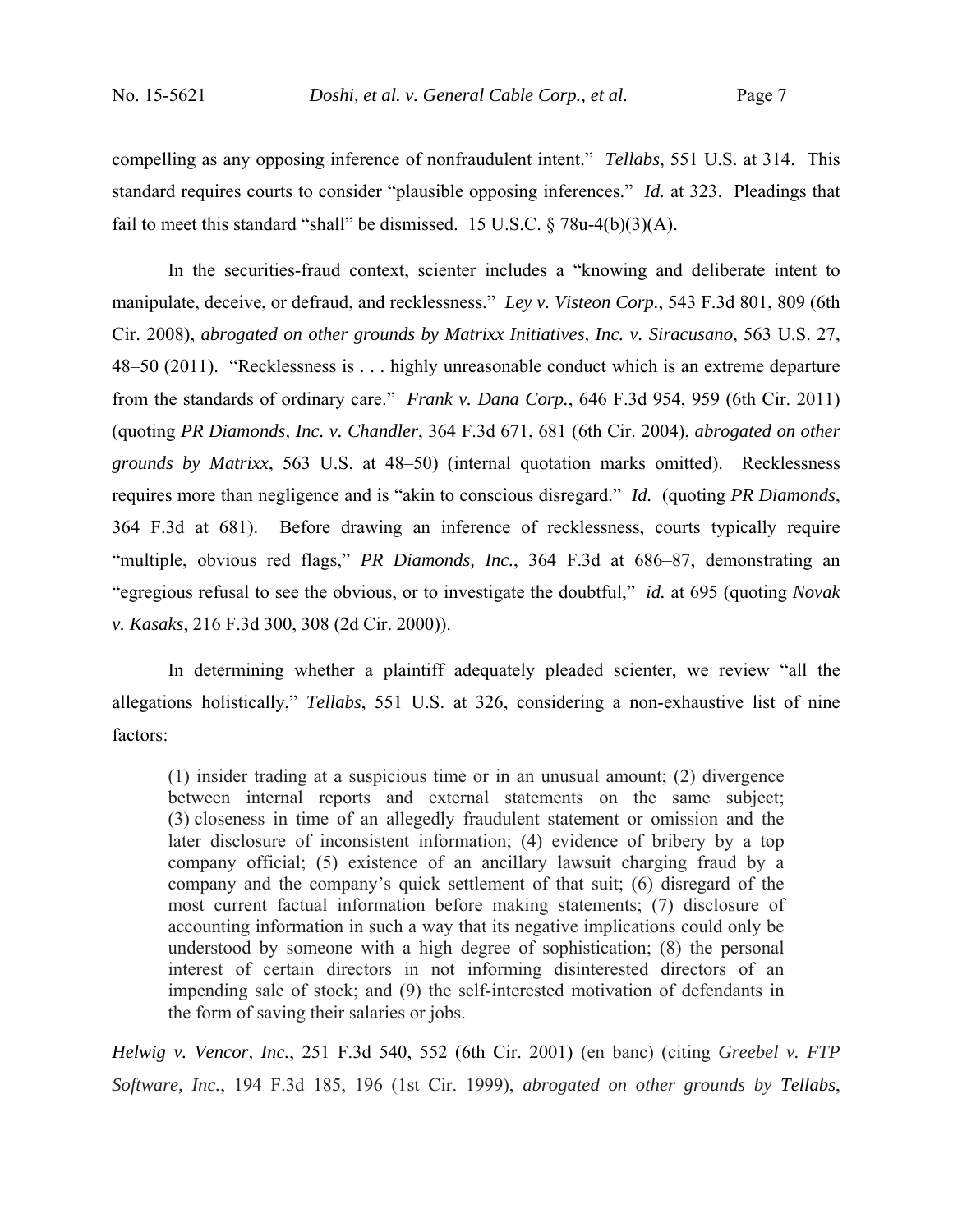compelling as any opposing inference of nonfraudulent intent." *Tellabs*, 551 U.S. at 314. This standard requires courts to consider "plausible opposing inferences." *Id.* at 323. Pleadings that fail to meet this standard "shall" be dismissed. 15 U.S.C. § 78u-4(b)(3)(A).

In the securities-fraud context, scienter includes a "knowing and deliberate intent to manipulate, deceive, or defraud, and recklessness." *Ley v. Visteon Corp.*, 543 F.3d 801, 809 (6th Cir. 2008), *abrogated on other grounds by Matrixx Initiatives, Inc. v. Siracusano*, 563 U.S. 27, 48–50 (2011). "Recklessness is . . . highly unreasonable conduct which is an extreme departure from the standards of ordinary care." *Frank v. Dana Corp.*, 646 F.3d 954, 959 (6th Cir. 2011) (quoting *PR Diamonds, Inc. v. Chandler*, 364 F.3d 671, 681 (6th Cir. 2004), *abrogated on other grounds by Matrixx*, 563 U.S. at 48–50) (internal quotation marks omitted). Recklessness requires more than negligence and is "akin to conscious disregard." *Id.* (quoting *PR Diamonds*, 364 F.3d at 681). Before drawing an inference of recklessness, courts typically require "multiple, obvious red flags," *PR Diamonds, Inc.*, 364 F.3d at 686–87, demonstrating an "egregious refusal to see the obvious, or to investigate the doubtful," *id.* at 695 (quoting *Novak v. Kasaks*, 216 F.3d 300, 308 (2d Cir. 2000)).

In determining whether a plaintiff adequately pleaded scienter, we review "all the allegations holistically," *Tellabs*, 551 U.S. at 326, considering a non-exhaustive list of nine factors:

> (1) insider trading at a suspicious time or in an unusual amount; (2) divergence between internal reports and external statements on the same subject; (3) closeness in time of an allegedly fraudulent statement or omission and the later disclosure of inconsistent information; (4) evidence of bribery by a top company official; (5) existence of an ancillary lawsuit charging fraud by a company and the company's quick settlement of that suit; (6) disregard of the most current factual information before making statements; (7) disclosure of accounting information in such a way that its negative implications could only be understood by someone with a high degree of sophistication; (8) the personal interest of certain directors in not informing disinterested directors of an impending sale of stock; and (9) the self-interested motivation of defendants in the form of saving their salaries or jobs.

*Helwig v. Vencor, Inc.*, 251 F.3d 540, 552 (6th Cir. 2001) (en banc) (citing *Greebel v. FTP Software, Inc.*, 194 F.3d 185, 196 (1st Cir. 1999), *abrogated on other grounds by Tellabs*,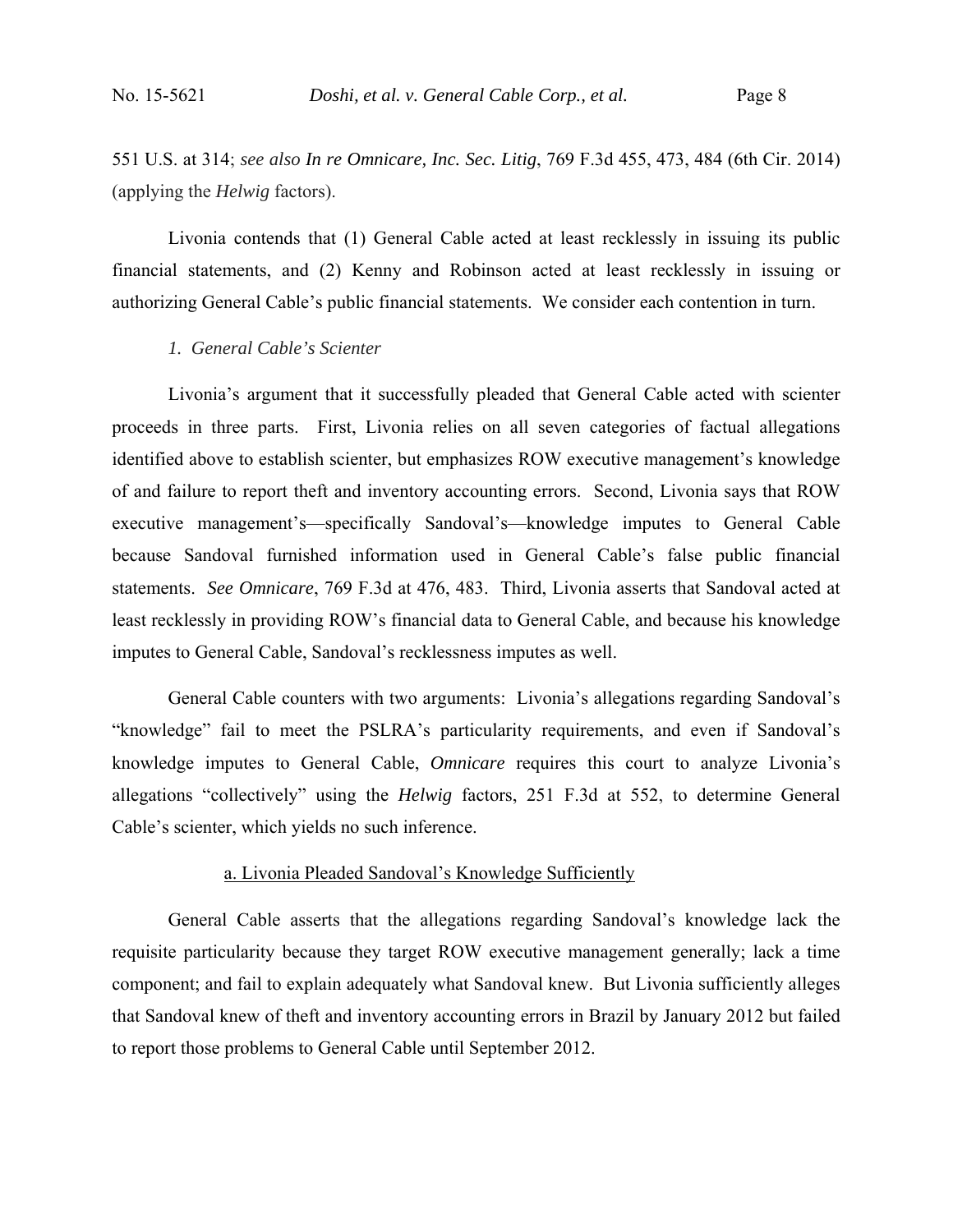551 U.S. at 314; *see also In re Omnicare, Inc. Sec. Litig*, 769 F.3d 455, 473, 484 (6th Cir. 2014) (applying the *Helwig* factors).

Livonia contends that (1) General Cable acted at least recklessly in issuing its public financial statements, and (2) Kenny and Robinson acted at least recklessly in issuing or authorizing General Cable's public financial statements. We consider each contention in turn.

### *1. General Cable's Scienter*

Livonia's argument that it successfully pleaded that General Cable acted with scienter proceeds in three parts. First, Livonia relies on all seven categories of factual allegations identified above to establish scienter, but emphasizes ROW executive management's knowledge of and failure to report theft and inventory accounting errors. Second, Livonia says that ROW executive management's—specifically Sandoval's—knowledge imputes to General Cable because Sandoval furnished information used in General Cable's false public financial statements. *See Omnicare*, 769 F.3d at 476, 483. Third, Livonia asserts that Sandoval acted at least recklessly in providing ROW's financial data to General Cable, and because his knowledge imputes to General Cable, Sandoval's recklessness imputes as well.

General Cable counters with two arguments: Livonia's allegations regarding Sandoval's "knowledge" fail to meet the PSLRA's particularity requirements, and even if Sandoval's knowledge imputes to General Cable, *Omnicare* requires this court to analyze Livonia's allegations "collectively" using the *Helwig* factors, 251 F.3d at 552, to determine General Cable's scienter, which yields no such inference.

#### a. Livonia Pleaded Sandoval's Knowledge Sufficiently

General Cable asserts that the allegations regarding Sandoval's knowledge lack the requisite particularity because they target ROW executive management generally; lack a time component; and fail to explain adequately what Sandoval knew. But Livonia sufficiently alleges that Sandoval knew of theft and inventory accounting errors in Brazil by January 2012 but failed to report those problems to General Cable until September 2012.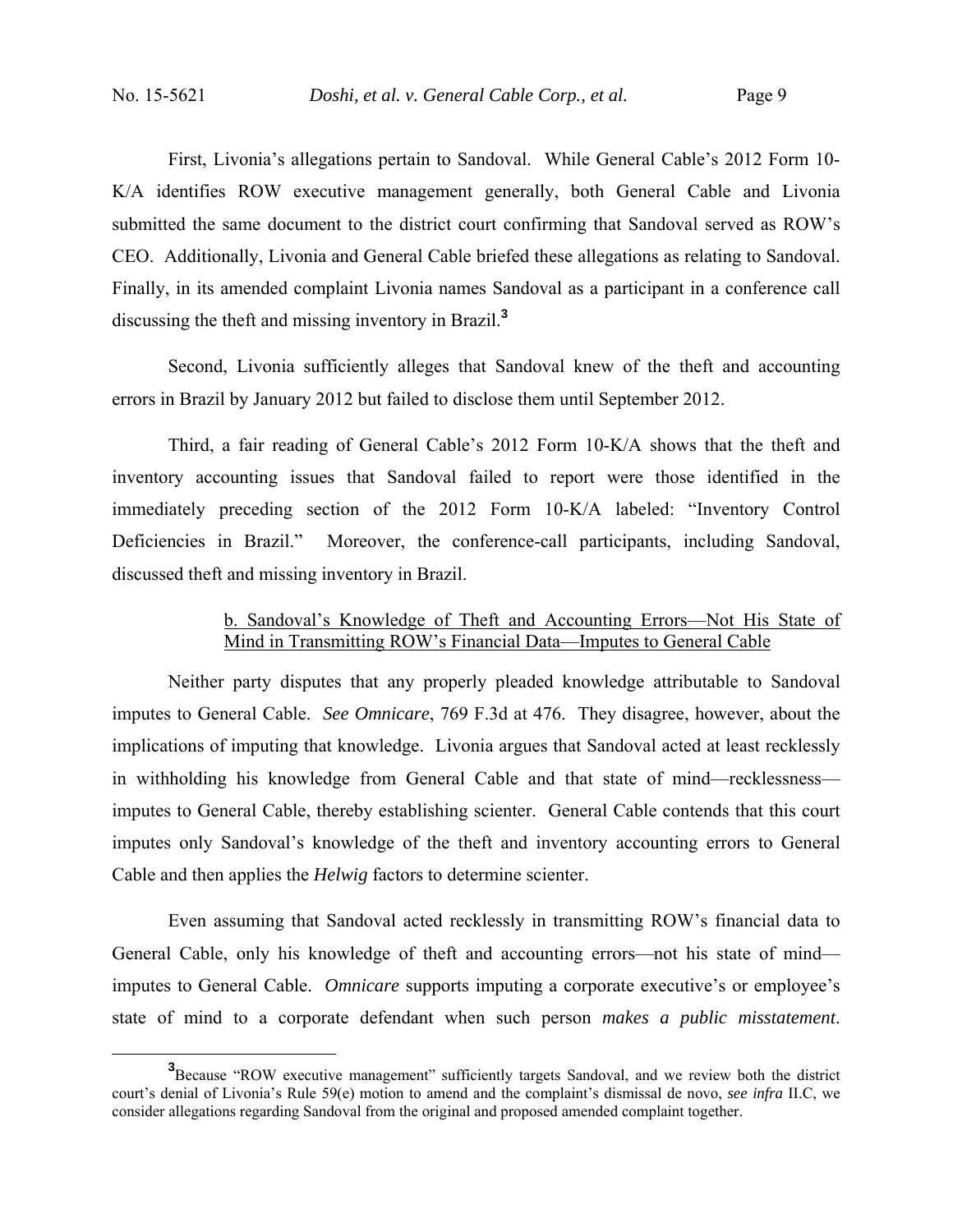First, Livonia's allegations pertain to Sandoval. While General Cable's 2012 Form 10-K/A identifies ROW executive management generally, both General Cable and Livonia submitted the same document to the district court confirming that Sandoval served as ROW's CEO. Additionally, Livonia and General Cable briefed these allegations as relating to Sandoval. Finally, in its amended complaint Livonia names Sandoval as a participant in a conference call discussing the theft and missing inventory in Brazil.[3]

Second, Livonia sufficiently alleges that Sandoval knew of the theft and accounting errors in Brazil by January 2012 but failed to disclose them until September 2012.

Third, a fair reading of General Cable's 2012 Form 10-K/A shows that the theft and inventory accounting issues that Sandoval failed to report were those identified in the immediately preceding section of the 2012 Form 10-K/A labeled: "Inventory Control Deficiencies in Brazil." Moreover, the conference-call participants, including Sandoval, discussed theft and missing inventory in Brazil.

b. Sandoval's Knowledge of Theft and Accounting Errors—Not His State of Mind in Transmitting ROW's Financial Data—Imputes to General Cable

Neither party disputes that any properly pleaded knowledge attributable to Sandoval imputes to General Cable. *See Omnicare*, 769 F.3d at 476. They disagree, however, about the implications of imputing that knowledge. Livonia argues that Sandoval acted at least recklessly in withholding his knowledge from General Cable and that state of mind—recklessness—imputes to General Cable, thereby establishing scienter. General Cable contends that this court imputes only Sandoval's knowledge of the theft and inventory accounting errors to General Cable and then applies the *Helwig* factors to determine scienter.

Even assuming that Sandoval acted recklessly in transmitting ROW's financial data to General Cable, only his knowledge of theft and accounting errors—not his state of mind—imputes to General Cable. *Omnicare* supports imputing a corporate executive's or employee's state of mind to a corporate defendant when such person *makes a public misstatement*.

[3]Because "ROW executive management" sufficiently targets Sandoval, and we review both the district court's denial of Livonia's Rule 59(e) motion to amend and the complaint's dismissal de novo, *see infra* II.C, we consider allegations regarding Sandoval from the original and proposed amended complaint together.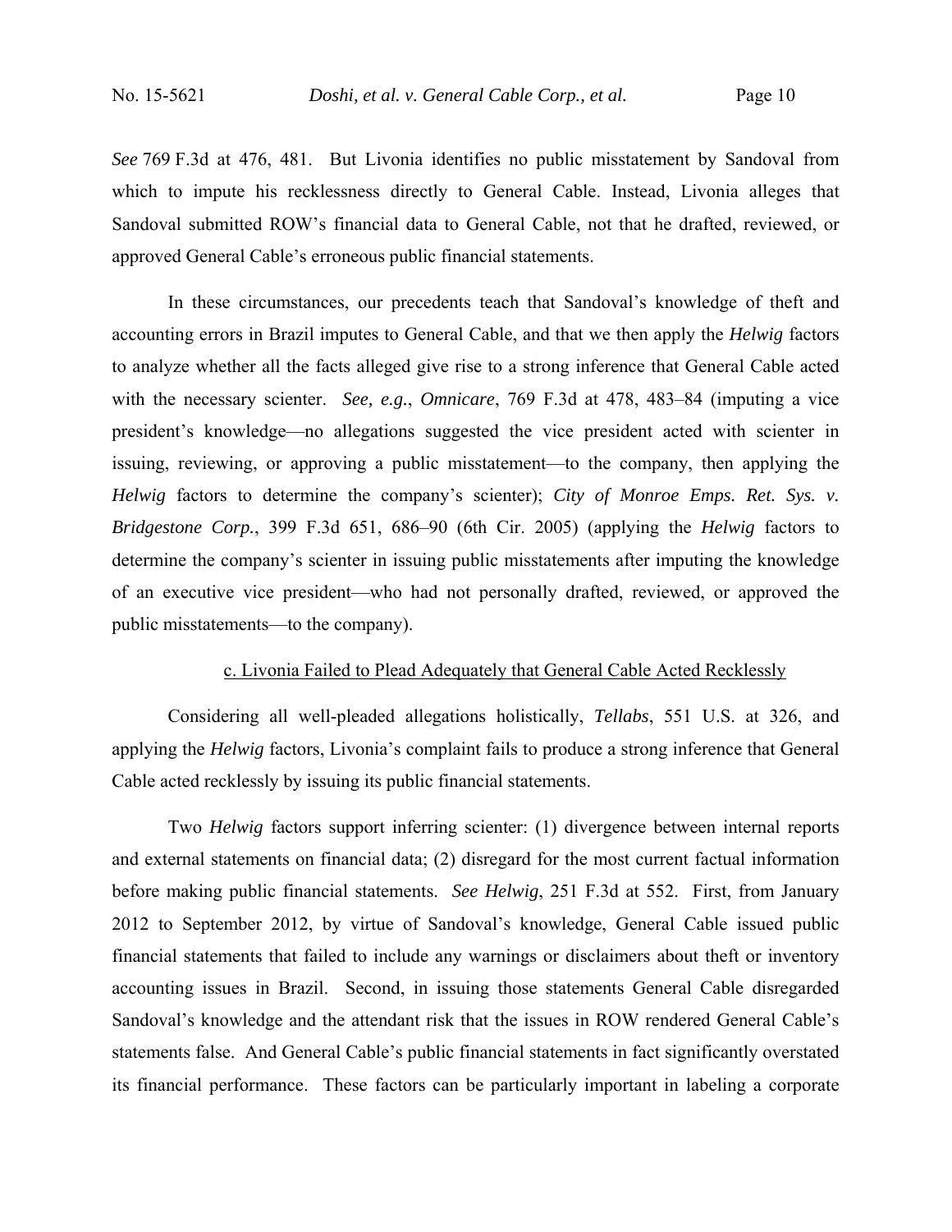*See* 769 F.3d at 476, 481. But Livonia identifies no public misstatement by Sandoval from which to impute his recklessness directly to General Cable. Instead, Livonia alleges that Sandoval submitted ROW's financial data to General Cable, not that he drafted, reviewed, or approved General Cable's erroneous public financial statements.

In these circumstances, our precedents teach that Sandoval's knowledge of theft and accounting errors in Brazil imputes to General Cable, and that we then apply the *Helwig* factors to analyze whether all the facts alleged give rise to a strong inference that General Cable acted with the necessary scienter. *See, e.g.*, *Omnicare*, 769 F.3d at 478, 483–84 (imputing a vice president's knowledge—no allegations suggested the vice president acted with scienter in issuing, reviewing, or approving a public misstatement—to the company, then applying the *Helwig* factors to determine the company's scienter); *City of Monroe Emps. Ret. Sys. v. Bridgestone Corp.*, 399 F.3d 651, 686–90 (6th Cir. 2005) (applying the *Helwig* factors to determine the company's scienter in issuing public misstatements after imputing the knowledge of an executive vice president—who had not personally drafted, reviewed, or approved the public misstatements—to the company).

<u>c. Livonia Failed to Plead Adequately that General Cable Acted Recklessly</u>

Considering all well-pleaded allegations holistically, *Tellabs*, 551 U.S. at 326, and applying the *Helwig* factors, Livonia's complaint fails to produce a strong inference that General Cable acted recklessly by issuing its public financial statements.

Two *Helwig* factors support inferring scienter: (1) divergence between internal reports and external statements on financial data; (2) disregard for the most current factual information before making public financial statements. *See Helwig*, 251 F.3d at 552. First, from January 2012 to September 2012, by virtue of Sandoval's knowledge, General Cable issued public financial statements that failed to include any warnings or disclaimers about theft or inventory accounting issues in Brazil. Second, in issuing those statements General Cable disregarded Sandoval's knowledge and the attendant risk that the issues in ROW rendered General Cable's statements false. And General Cable's public financial statements in fact significantly overstated its financial performance. These factors can be particularly important in labeling a corporate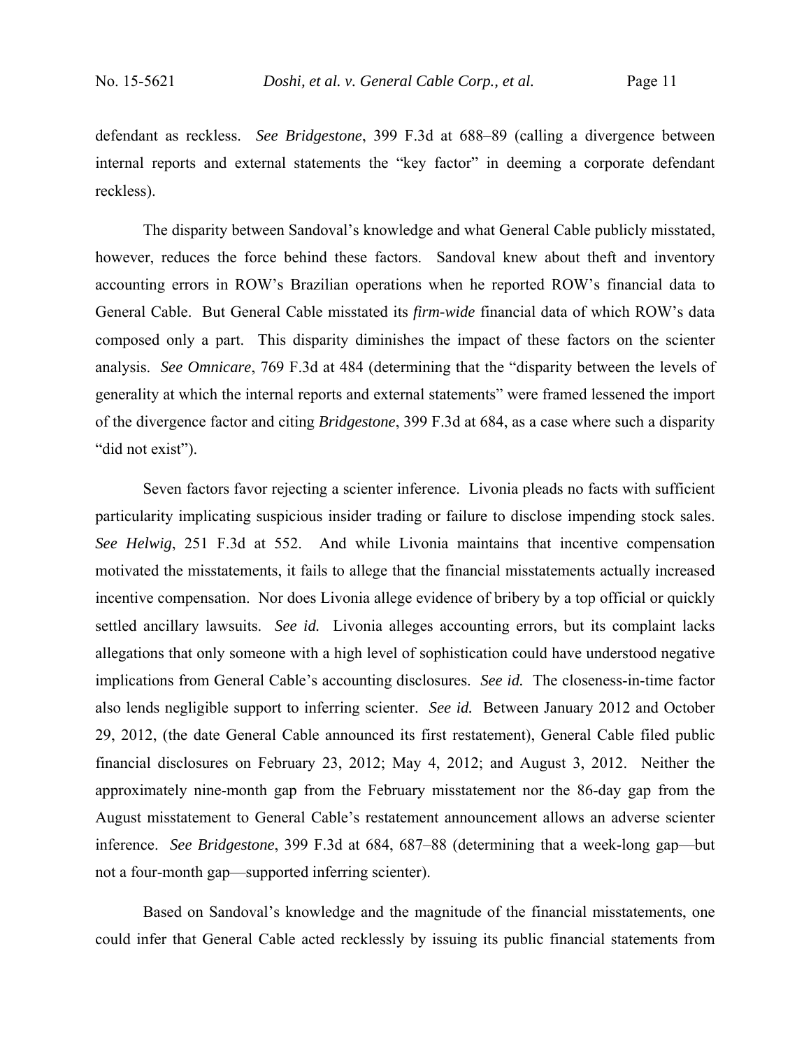defendant as reckless. *See Bridgestone*, 399 F.3d at 688–89 (calling a divergence between internal reports and external statements the "key factor" in deeming a corporate defendant reckless).

The disparity between Sandoval's knowledge and what General Cable publicly misstated, however, reduces the force behind these factors. Sandoval knew about theft and inventory accounting errors in ROW's Brazilian operations when he reported ROW's financial data to General Cable. But General Cable misstated its *firm-wide* financial data of which ROW's data composed only a part. This disparity diminishes the impact of these factors on the scienter analysis. *See Omnicare*, 769 F.3d at 484 (determining that the "disparity between the levels of generality at which the internal reports and external statements" were framed lessened the import of the divergence factor and citing *Bridgestone*, 399 F.3d at 684, as a case where such a disparity "did not exist").

Seven factors favor rejecting a scienter inference. Livonia pleads no facts with sufficient particularity implicating suspicious insider trading or failure to disclose impending stock sales. *See Helwig*, 251 F.3d at 552. And while Livonia maintains that incentive compensation motivated the misstatements, it fails to allege that the financial misstatements actually increased incentive compensation. Nor does Livonia allege evidence of bribery by a top official or quickly settled ancillary lawsuits. *See id.* Livonia alleges accounting errors, but its complaint lacks allegations that only someone with a high level of sophistication could have understood negative implications from General Cable's accounting disclosures. *See id.* The closeness-in-time factor also lends negligible support to inferring scienter. *See id.* Between January 2012 and October 29, 2012, (the date General Cable announced its first restatement), General Cable filed public financial disclosures on February 23, 2012; May 4, 2012; and August 3, 2012. Neither the approximately nine-month gap from the February misstatement nor the 86-day gap from the August misstatement to General Cable's restatement announcement allows an adverse scienter inference. *See Bridgestone*, 399 F.3d at 684, 687–88 (determining that a week-long gap—but not a four-month gap—supported inferring scienter).

Based on Sandoval's knowledge and the magnitude of the financial misstatements, one could infer that General Cable acted recklessly by issuing its public financial statements from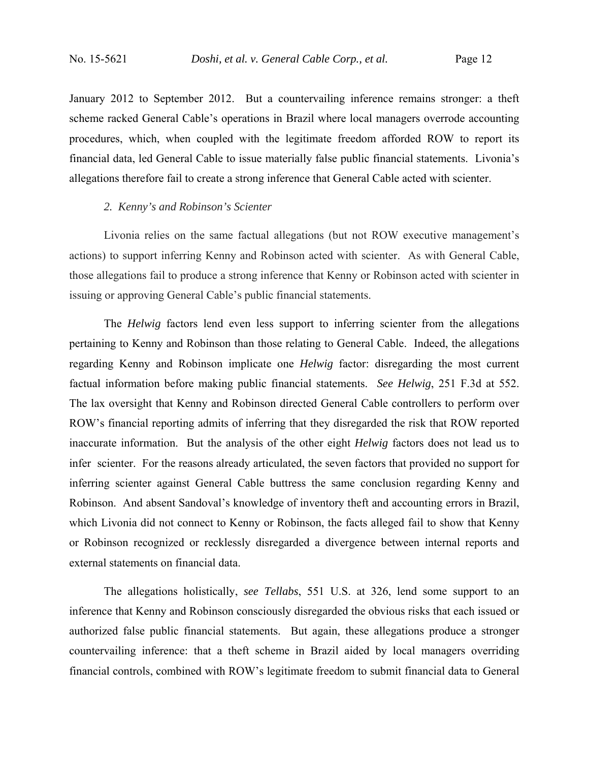January 2012 to September 2012. But a countervailing inference remains stronger: a theft scheme racked General Cable's operations in Brazil where local managers overrode accounting procedures, which, when coupled with the legitimate freedom afforded ROW to report its financial data, led General Cable to issue materially false public financial statements. Livonia's allegations therefore fail to create a strong inference that General Cable acted with scienter.

*2. Kenny's and Robinson's Scienter*

Livonia relies on the same factual allegations (but not ROW executive management's actions) to support inferring Kenny and Robinson acted with scienter. As with General Cable, those allegations fail to produce a strong inference that Kenny or Robinson acted with scienter in issuing or approving General Cable's public financial statements.

The *Helwig* factors lend even less support to inferring scienter from the allegations pertaining to Kenny and Robinson than those relating to General Cable. Indeed, the allegations regarding Kenny and Robinson implicate one *Helwig* factor: disregarding the most current factual information before making public financial statements. *See Helwig*, 251 F.3d at 552. The lax oversight that Kenny and Robinson directed General Cable controllers to perform over ROW's financial reporting admits of inferring that they disregarded the risk that ROW reported inaccurate information. But the analysis of the other eight *Helwig* factors does not lead us to infer scienter. For the reasons already articulated, the seven factors that provided no support for inferring scienter against General Cable buttress the same conclusion regarding Kenny and Robinson. And absent Sandoval's knowledge of inventory theft and accounting errors in Brazil, which Livonia did not connect to Kenny or Robinson, the facts alleged fail to show that Kenny or Robinson recognized or recklessly disregarded a divergence between internal reports and external statements on financial data.

The allegations holistically, *see Tellabs*, 551 U.S. at 326, lend some support to an inference that Kenny and Robinson consciously disregarded the obvious risks that each issued or authorized false public financial statements. But again, these allegations produce a stronger countervailing inference: that a theft scheme in Brazil aided by local managers overriding financial controls, combined with ROW's legitimate freedom to submit financial data to General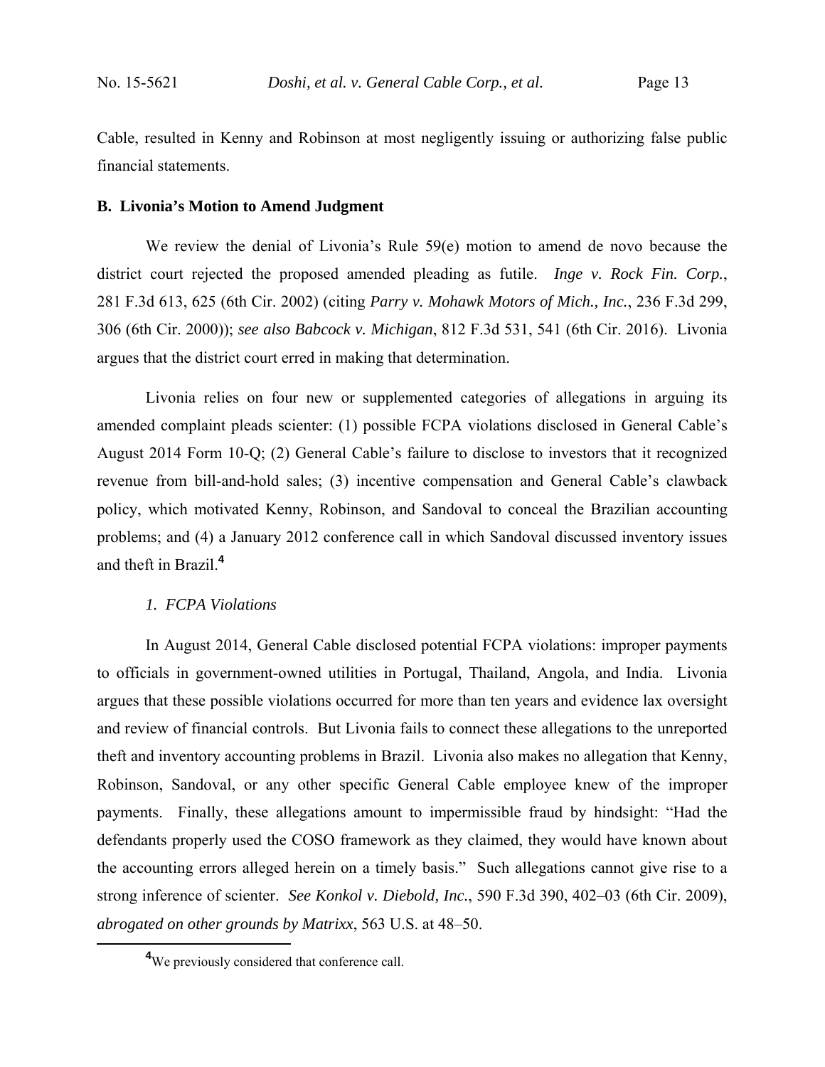Cable, resulted in Kenny and Robinson at most negligently issuing or authorizing false public financial statements.

### B. Livonia's Motion to Amend Judgment

We review the denial of Livonia's Rule 59(e) motion to amend de novo because the district court rejected the proposed amended pleading as futile. *Inge v. Rock Fin. Corp.*, 281 F.3d 613, 625 (6th Cir. 2002) (citing *Parry v. Mohawk Motors of Mich., Inc.*, 236 F.3d 299, 306 (6th Cir. 2000)); *see also Babcock v. Michigan*, 812 F.3d 531, 541 (6th Cir. 2016). Livonia argues that the district court erred in making that determination.

Livonia relies on four new or supplemented categories of allegations in arguing its amended complaint pleads scienter: (1) possible FCPA violations disclosed in General Cable's August 2014 Form 10-Q; (2) General Cable's failure to disclose to investors that it recognized revenue from bill-and-hold sales; (3) incentive compensation and General Cable's clawback policy, which motivated Kenny, Robinson, and Sandoval to conceal the Brazilian accounting problems; and (4) a January 2012 conference call in which Sandoval discussed inventory issues and theft in Brazil.[4]

#### *1. FCPA Violations*

In August 2014, General Cable disclosed potential FCPA violations: improper payments to officials in government-owned utilities in Portugal, Thailand, Angola, and India. Livonia argues that these possible violations occurred for more than ten years and evidence lax oversight and review of financial controls. But Livonia fails to connect these allegations to the unreported theft and inventory accounting problems in Brazil. Livonia also makes no allegation that Kenny, Robinson, Sandoval, or any other specific General Cable employee knew of the improper payments. Finally, these allegations amount to impermissible fraud by hindsight: "Had the defendants properly used the COSO framework as they claimed, they would have known about the accounting errors alleged herein on a timely basis." Such allegations cannot give rise to a strong inference of scienter. *See Konkol v. Diebold, Inc.*, 590 F.3d 390, 402–03 (6th Cir. 2009), *abrogated on other grounds by Matrixx*, 563 U.S. at 48–50.

[4] We previously considered that conference call.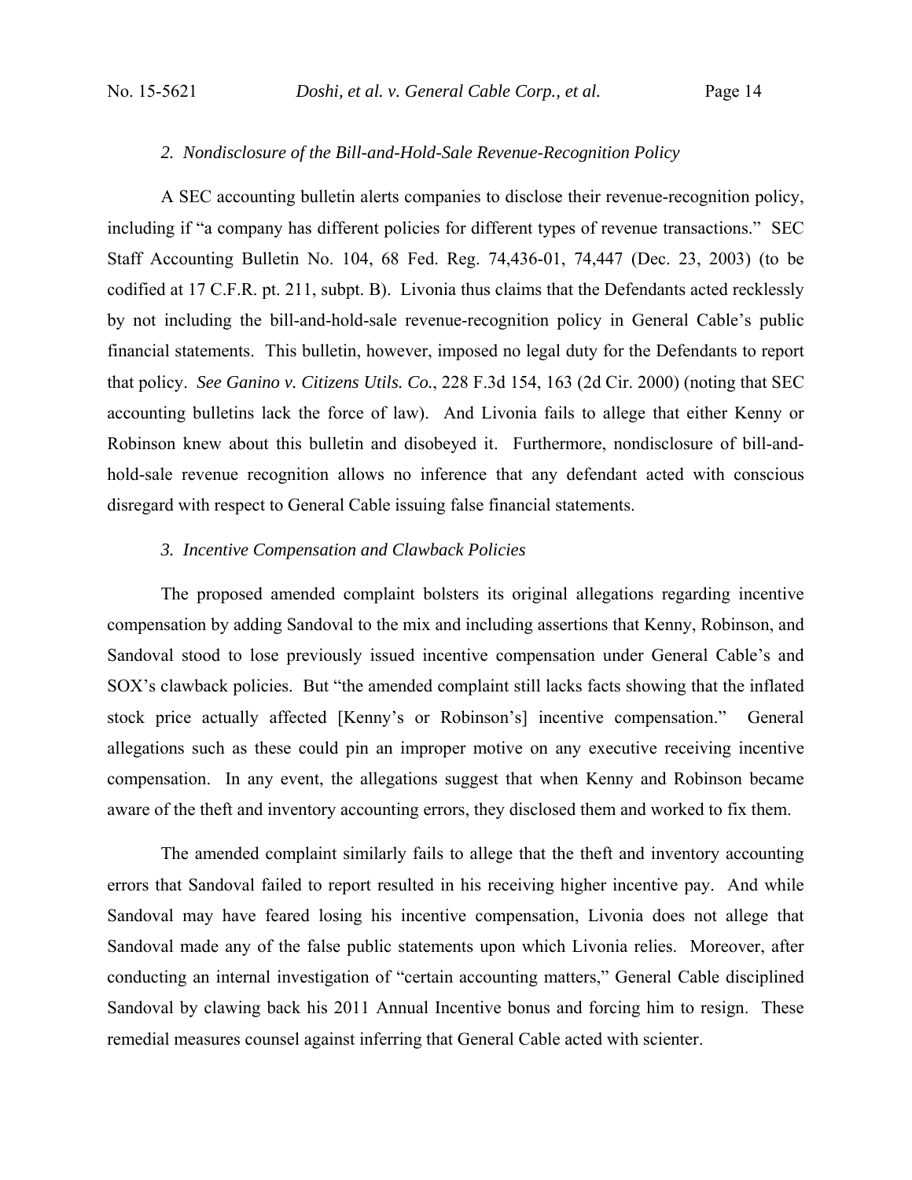### 2. *Nondisclosure of the Bill-and-Hold-Sale Revenue-Recognition Policy*

A SEC accounting bulletin alerts companies to disclose their revenue-recognition policy, including if "a company has different policies for different types of revenue transactions." SEC Staff Accounting Bulletin No. 104, 68 Fed. Reg. 74,436-01, 74,447 (Dec. 23, 2003) (to be codified at 17 C.F.R. pt. 211, subpt. B). Livonia thus claims that the Defendants acted recklessly by not including the bill-and-hold-sale revenue-recognition policy in General Cable's public financial statements. This bulletin, however, imposed no legal duty for the Defendants to report that policy. *See Ganino v. Citizens Utils. Co.*, 228 F.3d 154, 163 (2d Cir. 2000) (noting that SEC accounting bulletins lack the force of law). And Livonia fails to allege that either Kenny or Robinson knew about this bulletin and disobeyed it. Furthermore, nondisclosure of bill-and-hold-sale revenue recognition allows no inference that any defendant acted with conscious disregard with respect to General Cable issuing false financial statements.

### 3. *Incentive Compensation and Clawback Policies*

The proposed amended complaint bolsters its original allegations regarding incentive compensation by adding Sandoval to the mix and including assertions that Kenny, Robinson, and Sandoval stood to lose previously issued incentive compensation under General Cable's and SOX's clawback policies. But "the amended complaint still lacks facts showing that the inflated stock price actually affected [Kenny's or Robinson's] incentive compensation." General allegations such as these could pin an improper motive on any executive receiving incentive compensation. In any event, the allegations suggest that when Kenny and Robinson became aware of the theft and inventory accounting errors, they disclosed them and worked to fix them.

The amended complaint similarly fails to allege that the theft and inventory accounting errors that Sandoval failed to report resulted in his receiving higher incentive pay. And while Sandoval may have feared losing his incentive compensation, Livonia does not allege that Sandoval made any of the false public statements upon which Livonia relies. Moreover, after conducting an internal investigation of "certain accounting matters," General Cable disciplined Sandoval by clawing back his 2011 Annual Incentive bonus and forcing him to resign. These remedial measures counsel against inferring that General Cable acted with scienter.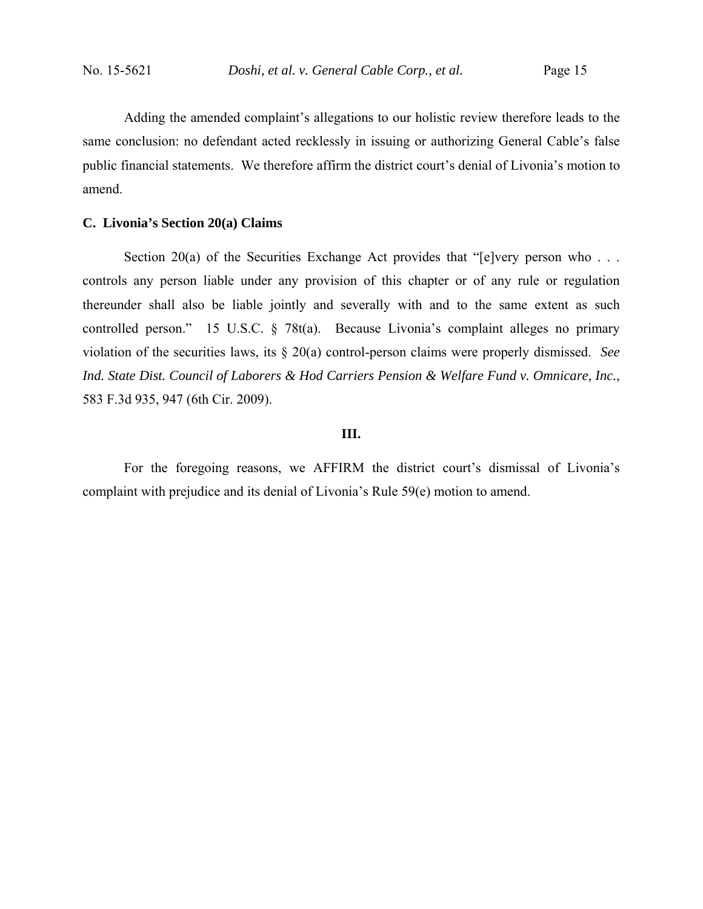Adding the amended complaint's allegations to our holistic review therefore leads to the same conclusion: no defendant acted recklessly in issuing or authorizing General Cable's false public financial statements. We therefore affirm the district court's denial of Livonia's motion to amend.

**C. Livonia's Section 20(a) Claims**

Section 20(a) of the Securities Exchange Act provides that "[e]very person who . . . controls any person liable under any provision of this chapter or of any rule or regulation thereunder shall also be liable jointly and severally with and to the same extent as such controlled person." 15 U.S.C. § 78t(a). Because Livonia's complaint alleges no primary violation of the securities laws, its § 20(a) control-person claims were properly dismissed. *See Ind. State Dist. Council of Laborers & Hod Carriers Pension & Welfare Fund v. Omnicare, Inc.*, 583 F.3d 935, 947 (6th Cir. 2009).

**III.**

For the foregoing reasons, we AFFIRM the district court's dismissal of Livonia's complaint with prejudice and its denial of Livonia's Rule 59(e) motion to amend.